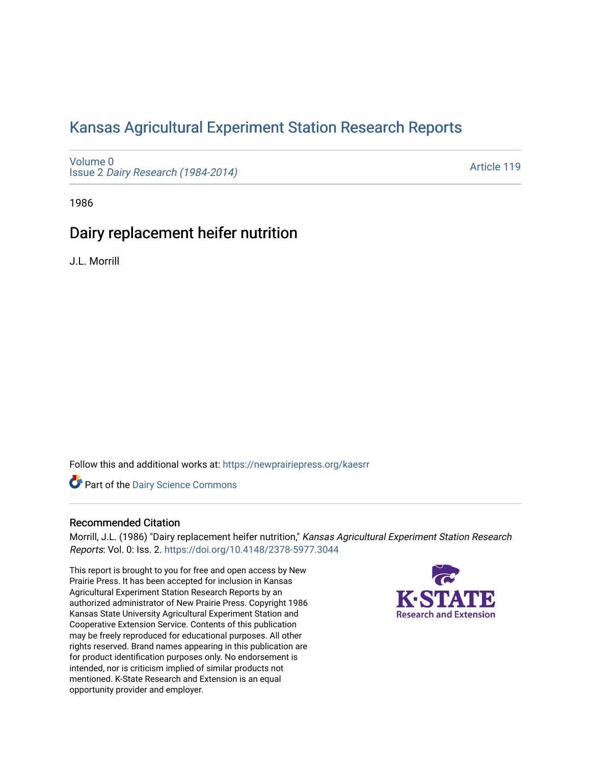# Kansas Agricultural Experiment Station Research Reports

Volume 0
Issue 2 *Dairy Research (1984-2014)*

Article 119

1986

## Dairy replacement heifer nutrition

J.L. Morrill

Follow this and additional works at: https://newprairiepress.org/kaesrr

Part of the Dairy Science Commons

### Recommended Citation

Morrill, J.L. (1986) "Dairy replacement heifer nutrition," *Kansas Agricultural Experiment Station Research Reports*: Vol. 0: Iss. 2. https://doi.org/10.4148/2378-5977.3044

This report is brought to you for free and open access by New Prairie Press. It has been accepted for inclusion in Kansas Agricultural Experiment Station Research Reports by an authorized administrator of New Prairie Press. Copyright 1986 Kansas State University Agricultural Experiment Station and Cooperative Extension Service. Contents of this publication may be freely reproduced for educational purposes. All other rights reserved. Brand names appearing in this publication are for product identification purposes only. No endorsement is intended, nor is criticism implied of similar products not mentioned. K-State Research and Extension is an equal opportunity provider and employer.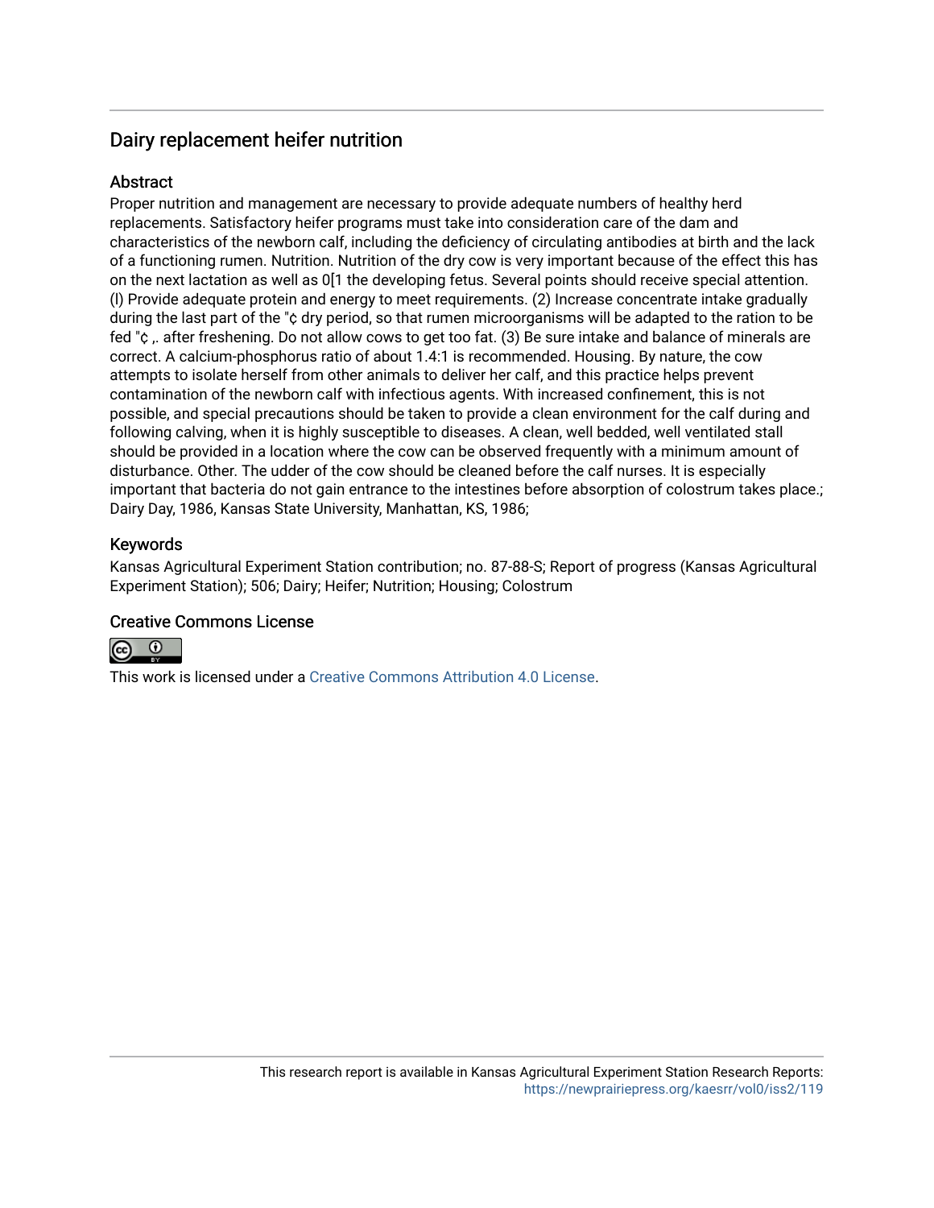## Dairy replacement heifer nutrition

### Abstract

Proper nutrition and management are necessary to provide adequate numbers of healthy herd replacements. Satisfactory heifer programs must take into consideration care of the dam and characteristics of the newborn calf, including the deficiency of circulating antibodies at birth and the lack of a functioning rumen. Nutrition. Nutrition of the dry cow is very important because of the effect this has on the next lactation as well as 0[1 the developing fetus. Several points should receive special attention. (l) Provide adequate protein and energy to meet requirements. (2) Increase concentrate intake gradually during the last part of the "¢ dry period, so that rumen microorganisms will be adapted to the ration to be fed "¢ ,. after freshening. Do not allow cows to get too fat. (3) Be sure intake and balance of minerals are correct. A calcium-phosphorus ratio of about 1.4:1 is recommended. Housing. By nature, the cow attempts to isolate herself from other animals to deliver her calf, and this practice helps prevent contamination of the newborn calf with infectious agents. With increased confinement, this is not possible, and special precautions should be taken to provide a clean environment for the calf during and following calving, when it is highly susceptible to diseases. A clean, well bedded, well ventilated stall should be provided in a location where the cow can be observed frequently with a minimum amount of disturbance. Other. The udder of the cow should be cleaned before the calf nurses. It is especially important that bacteria do not gain entrance to the intestines before absorption of colostrum takes place.; Dairy Day, 1986, Kansas State University, Manhattan, KS, 1986;

### Keywords

Kansas Agricultural Experiment Station contribution; no. 87-88-S; Report of progress (Kansas Agricultural Experiment Station); 506; Dairy; Heifer; Nutrition; Housing; Colostrum

### Creative Commons License

This work is licensed under a Creative Commons Attribution 4.0 License.

This research report is available in Kansas Agricultural Experiment Station Research Reports: https://newprairiepress.org/kaesrr/vol0/iss2/119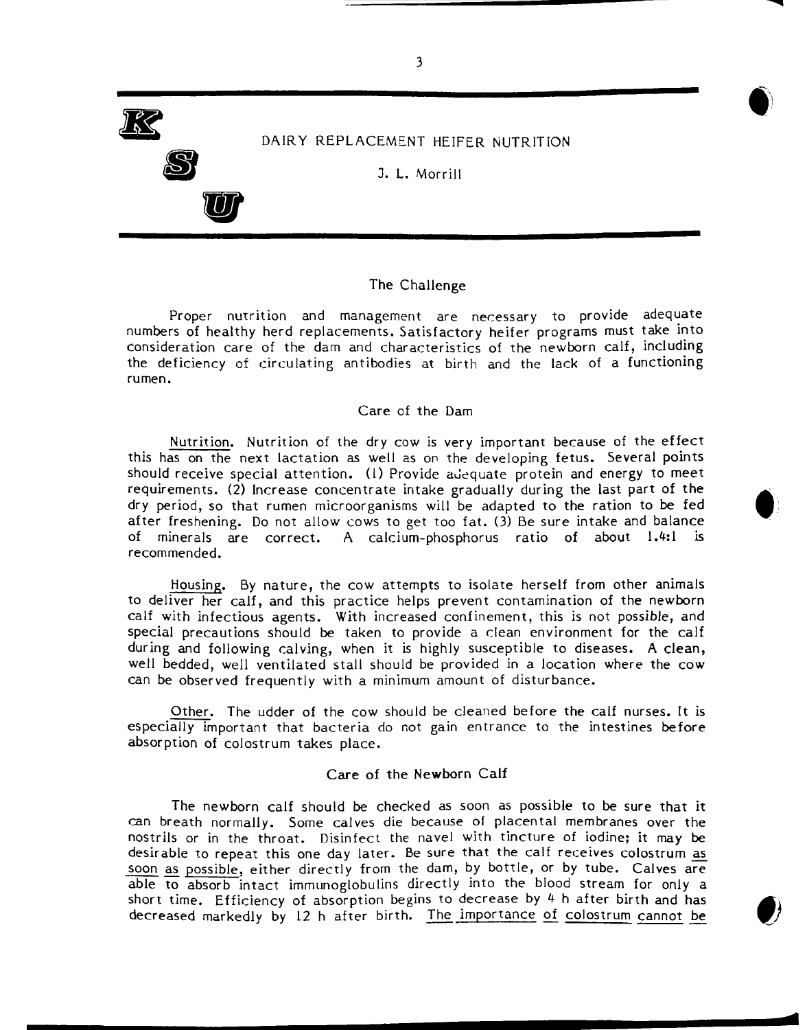# DAIRY REPLACEMENT HEIFER NUTRITION

J. L. Morrill

## The Challenge

Proper nutrition and management are necessary to provide adequate numbers of healthy herd replacements. Satisfactory heifer programs must take into consideration care of the dam and characteristics of the newborn calf, including the deficiency of circulating antibodies at birth and the lack of a functioning rumen.

## Care of the Dam

Nutrition. Nutrition of the dry cow is very important because of the effect this has on the next lactation as well as on the developing fetus. Several points should receive special attention. (1) Provide adequate protein and energy to meet requirements. (2) Increase concentrate intake gradually during the last part of the dry period, so that rumen microorganisms will be adapted to the ration to be fed after freshening. Do not allow cows to get too fat. (3) Be sure intake and balance of minerals are correct. A calcium-phosphorus ratio of about 1.4:1 is recommended.

Housing. By nature, the cow attempts to isolate herself from other animals to deliver her calf, and this practice helps prevent contamination of the newborn calf with infectious agents. With increased confinement, this is not possible, and special precautions should be taken to provide a clean environment for the calf during and following calving, when it is highly susceptible to diseases. A clean, well bedded, well ventilated stall should be provided in a location where the cow can be observed frequently with a minimum amount of disturbance.

Other. The udder of the cow should be cleaned before the calf nurses. It is especially important that bacteria do not gain entrance to the intestines before absorption of colostrum takes place.

## Care of the Newborn Calf

The newborn calf should be checked as soon as possible to be sure that it can breath normally. Some calves die because of placental membranes over the nostrils or in the throat. Disinfect the navel with tincture of iodine; it may be desirable to repeat this one day later. Be sure that the calf receives colostrum as soon as possible, either directly from the dam, by bottle, or by tube. Calves are able to absorb intact immunoglobulins directly into the blood stream for only a short time. Efficiency of absorption begins to decrease by 4 h after birth and has decreased markedly by 12 h after birth. The importance of colostrum cannot be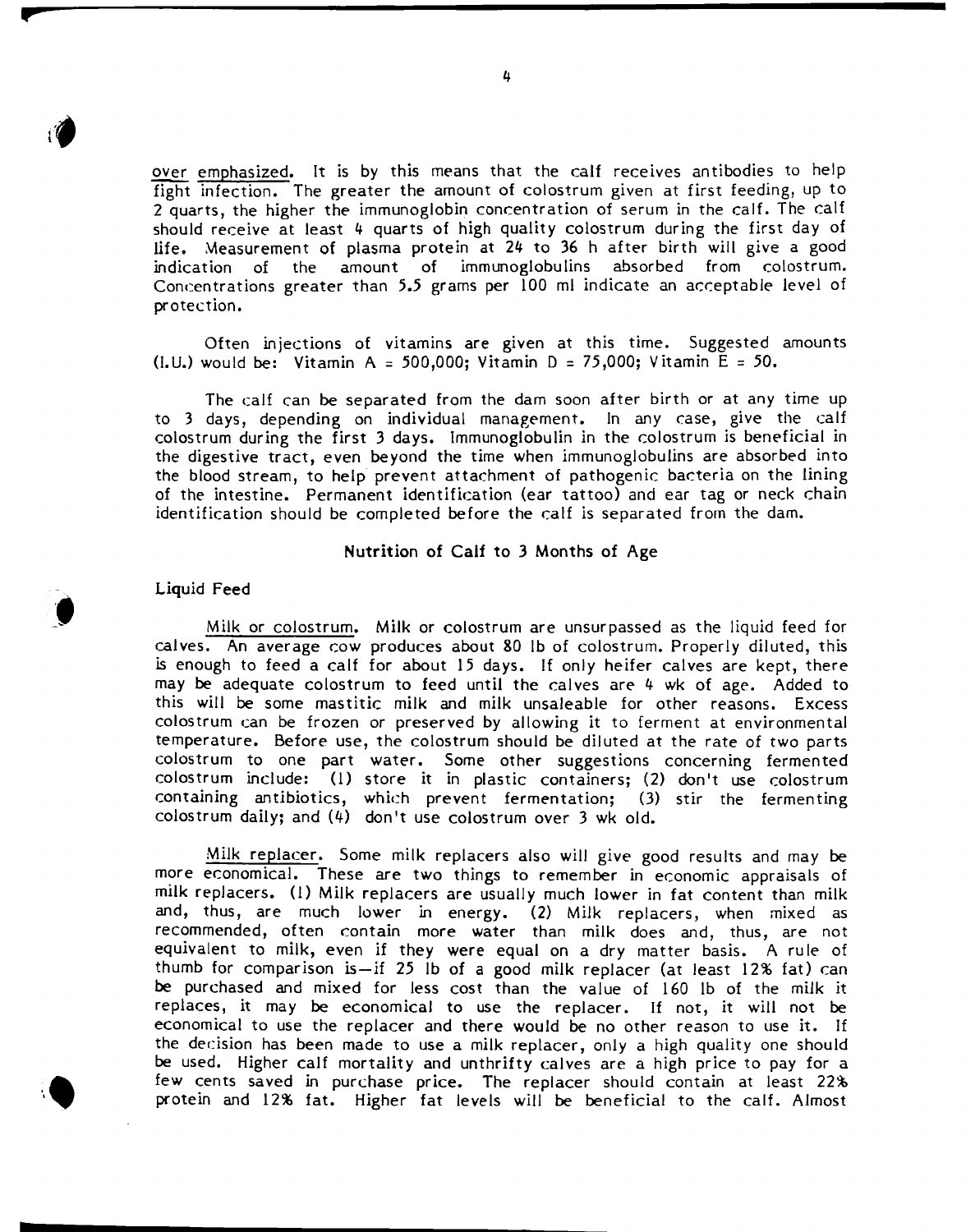over emphasized. It is by this means that the calf receives antibodies to help fight infection. The greater the amount of colostrum given at first feeding, up to 2 quarts, the higher the immunoglobin concentration of serum in the calf. The calf should receive at least 4 quarts of high quality colostrum during the first day of life. Measurement of plasma protein at 24 to 36 h after birth will give a good indication of the amount of immunoglobulins absorbed from colostrum. Concentrations greater than 5.5 grams per 100 ml indicate an acceptable level of protection.

Often injections of vitamins are given at this time. Suggested amounts (I.U.) would be: Vitamin A = 500,000; Vitamin D = 75,000; Vitamin E = 50.

The calf can be separated from the dam soon after birth or at any time up to 3 days, depending on individual management. In any case, give the calf colostrum during the first 3 days. Immunoglobulin in the colostrum is beneficial in the digestive tract, even beyond the time when immunoglobulins are absorbed into the blood stream, to help prevent attachment of pathogenic bacteria on the lining of the intestine. Permanent identification (ear tattoo) and ear tag or neck chain identification should be completed before the calf is separated from the dam.

## Nutrition of Calf to 3 Months of Age

### Liquid Feed

Milk or colostrum. Milk or colostrum are unsurpassed as the liquid feed for calves. An average cow produces about 80 lb of colostrum. Properly diluted, this is enough to feed a calf for about 15 days. If only heifer calves are kept, there may be adequate colostrum to feed until the calves are 4 wk of age. Added to this will be some mastitic milk and milk unsaleable for other reasons. Excess colostrum can be frozen or preserved by allowing it to ferment at environmental temperature. Before use, the colostrum should be diluted at the rate of two parts colostrum to one part water. Some other suggestions concerning fermented colostrum include: (1) store it in plastic containers; (2) don't use colostrum containing antibiotics, which prevent fermentation; (3) stir the fermenting colostrum daily; and (4) don't use colostrum over 3 wk old.

Milk replacer. Some milk replacers also will give good results and may be more economical. These are two things to remember in economic appraisals of milk replacers. (1) Milk replacers are usually much lower in fat content than milk and, thus, are much lower in energy. (2) Milk replacers, when mixed as recommended, often contain more water than milk does and, thus, are not equivalent to milk, even if they were equal on a dry matter basis. A rule of thumb for comparison is—if 25 lb of a good milk replacer (at least 12% fat) can be purchased and mixed for less cost than the value of 160 lb of the milk it replaces, it may be economical to use the replacer. If not, it will not be economical to use the replacer and there would be no other reason to use it. If the decision has been made to use a milk replacer, only a high quality one should be used. Higher calf mortality and unthrifty calves are a high price to pay for a few cents saved in purchase price. The replacer should contain at least 22% protein and 12% fat. Higher fat levels will be beneficial to the calf. Almost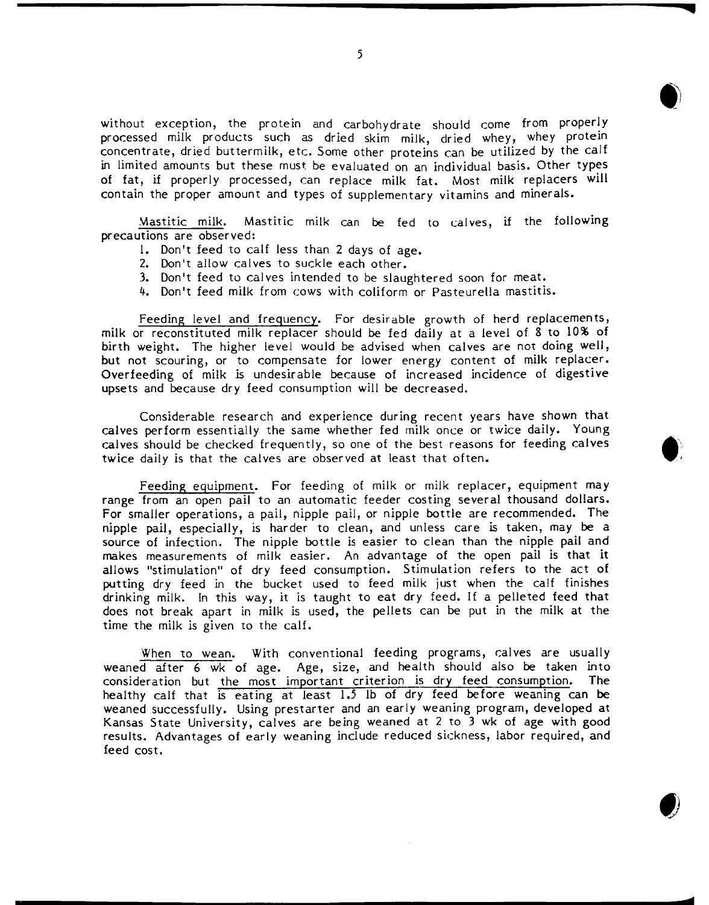without exception, the protein and carbohydrate should come from properly processed milk products such as dried skim milk, dried whey, whey protein concentrate, dried buttermilk, etc. Some other proteins can be utilized by the calf in limited amounts but these must be evaluated on an individual basis. Other types of fat, if properly processed, can replace milk fat. Most milk replacers will contain the proper amount and types of supplementary vitamins and minerals.

Mastitic milk. Mastitic milk can be fed to calves, if the following precautions are observed:

1. Don't feed to calf less than 2 days of age.
2. Don't allow calves to suckle each other.
3. Don't feed to calves intended to be slaughtered soon for meat.
4. Don't feed milk from cows with coliform or Pasteurella mastitis.

Feeding level and frequency. For desirable growth of herd replacements, milk or reconstituted milk replacer should be fed daily at a level of 8 to 10% of birth weight. The higher level would be advised when calves are not doing well, but not scouring, or to compensate for lower energy content of milk replacer. Overfeeding of milk is undesirable because of increased incidence of digestive upsets and because dry feed consumption will be decreased.

Considerable research and experience during recent years have shown that calves perform essentially the same whether fed milk once or twice daily. Young calves should be checked frequently, so one of the best reasons for feeding calves twice daily is that the calves are observed at least that often.

Feeding equipment. For feeding of milk or milk replacer, equipment may range from an open pail to an automatic feeder costing several thousand dollars. For smaller operations, a pail, nipple pail, or nipple bottle are recommended. The nipple pail, especially, is harder to clean, and unless care is taken, may be a source of infection. The nipple bottle is easier to clean than the nipple pail and makes measurements of milk easier. An advantage of the open pail is that it allows "stimulation" of dry feed consumption. Stimulation refers to the act of putting dry feed in the bucket used to feed milk just when the calf finishes drinking milk. In this way, it is taught to eat dry feed. If a pelleted feed that does not break apart in milk is used, the pellets can be put in the milk at the time the milk is given to the calf.

When to wean. With conventional feeding programs, calves are usually weaned after 6 wk of age. Age, size, and health should also be taken into consideration but the most important criterion is dry feed consumption. The healthy calf that is eating at least 1.5 lb of dry feed before weaning can be weaned successfully. Using prestarter and an early weaning program, developed at Kansas State University, calves are being weaned at 2 to 3 wk of age with good results. Advantages of early weaning include reduced sickness, labor required, and feed cost.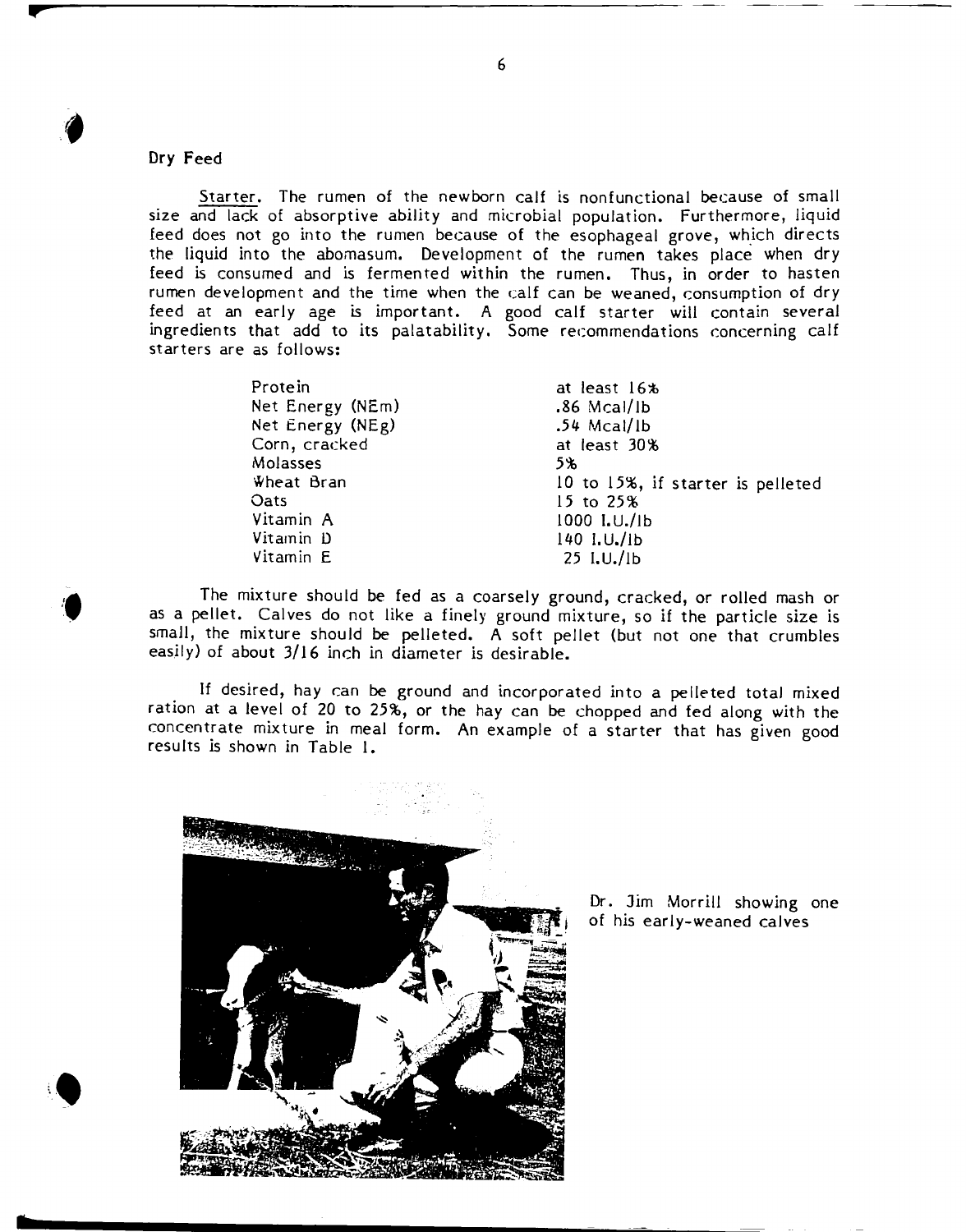## Dry Feed

Starter. The rumen of the newborn calf is nonfunctional because of small size and lack of absorptive ability and microbial population. Furthermore, liquid feed does not go into the rumen because of the esophageal grove, which directs the liquid into the abomasum. Development of the rumen takes place when dry feed is consumed and is fermented within the rumen. Thus, in order to hasten rumen development and the time when the calf can be weaned, consumption of dry feed at an early age is important. A good calf starter will contain several ingredients that add to its palatability. Some recommendations concerning calf starters are as follows:

| | |
|---|---|
| Protein | at least 16% |
| Net Energy (NEm) | .86 Mcal/lb |
| Net Energy (NEg) | .54 Mcal/lb |
| Corn, cracked | at least 30% |
| Molasses | 5% |
| Wheat Bran | 10 to 15%, if starter is pelleted |
| Oats | 15 to 25% |
| Vitamin A | 1000 I.U./lb |
| Vitamin D | 140 I.U./lb |
| Vitamin E | 25 I.U./lb |

The mixture should be fed as a coarsely ground, cracked, or rolled mash or as a pellet. Calves do not like a finely ground mixture, so if the particle size is small, the mixture should be pelleted. A soft pellet (but not one that crumbles easily) of about 3/16 inch in diameter is desirable.

If desired, hay can be ground and incorporated into a pelleted total mixed ration at a level of 20 to 25%, or the hay can be chopped and fed along with the concentrate mixture in meal form. An example of a starter that has given good results is shown in Table 1.

Dr. Jim Morrill showing one of his early-weaned calves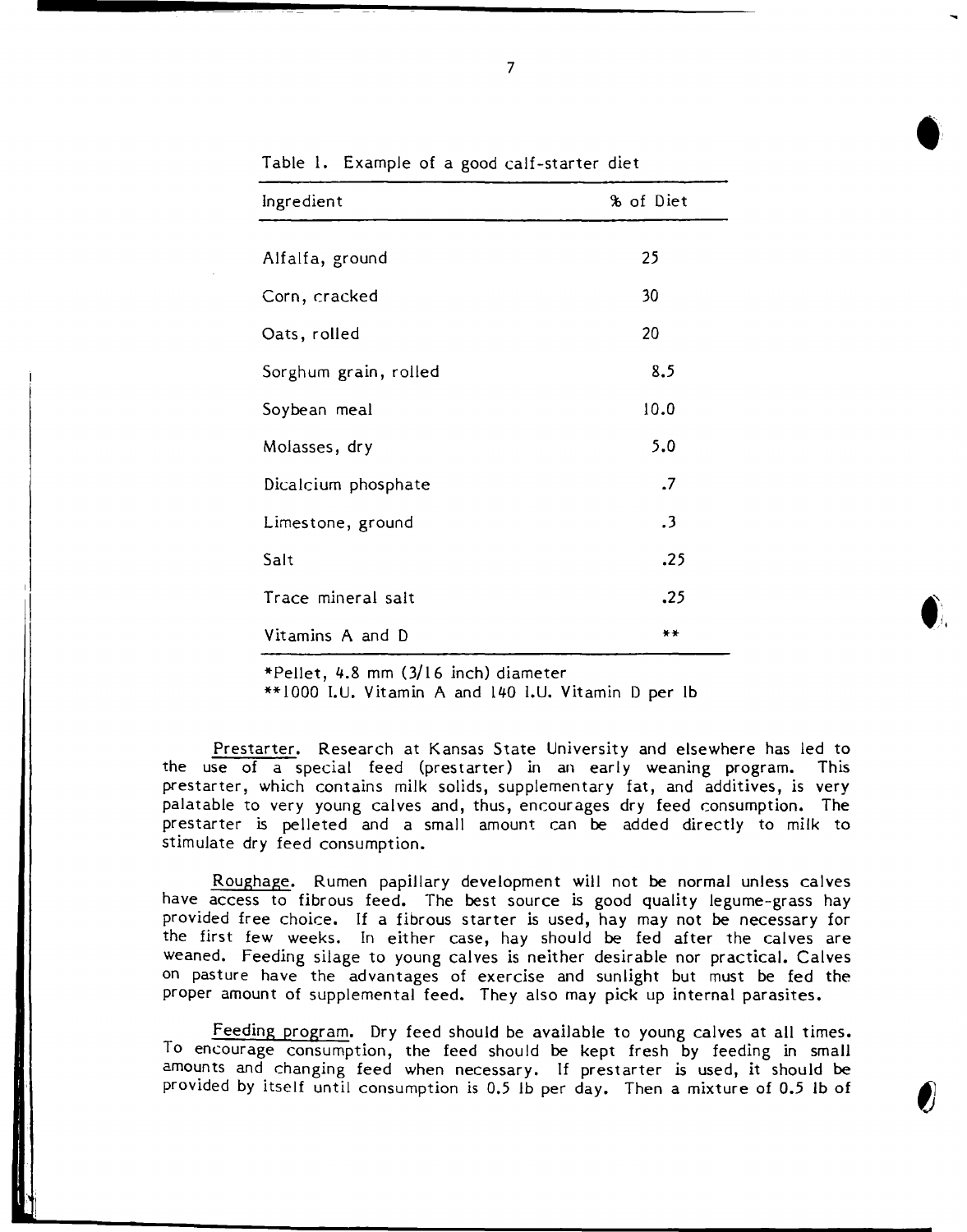Table 1. Example of a good calf-starter diet

| Ingredient | % of Diet |
|---|---|
| Alfalfa, ground | 25 |
| Corn, cracked | 30 |
| Oats, rolled | 20 |
| Sorghum grain, rolled | 8.5 |
| Soybean meal | 10.0 |
| Molasses, dry | 5.0 |
| Dicalcium phosphate | .7 |
| Limestone, ground | .3 |
| Salt | .25 |
| Trace mineral salt | .25 |
| Vitamins A and D | ** |

*Pellet, 4.8 mm (3/16 inch) diameter
**1000 I.U. Vitamin A and 140 I.U. Vitamin D per lb

Prestarter. Research at Kansas State University and elsewhere has led to the use of a special feed (prestarter) in an early weaning program. This prestarter, which contains milk solids, supplementary fat, and additives, is very palatable to very young calves and, thus, encourages dry feed consumption. The prestarter is pelleted and a small amount can be added directly to milk to stimulate dry feed consumption.

Roughage. Rumen papillary development will not be normal unless calves have access to fibrous feed. The best source is good quality legume-grass hay provided free choice. If a fibrous starter is used, hay may not be necessary for the first few weeks. In either case, hay should be fed after the calves are weaned. Feeding silage to young calves is neither desirable nor practical. Calves on pasture have the advantages of exercise and sunlight but must be fed the proper amount of supplemental feed. They also may pick up internal parasites.

Feeding program. Dry feed should be available to young calves at all times. To encourage consumption, the feed should be kept fresh by feeding in small amounts and changing feed when necessary. If prestarter is used, it should be provided by itself until consumption is 0.5 lb per day. Then a mixture of 0.5 lb of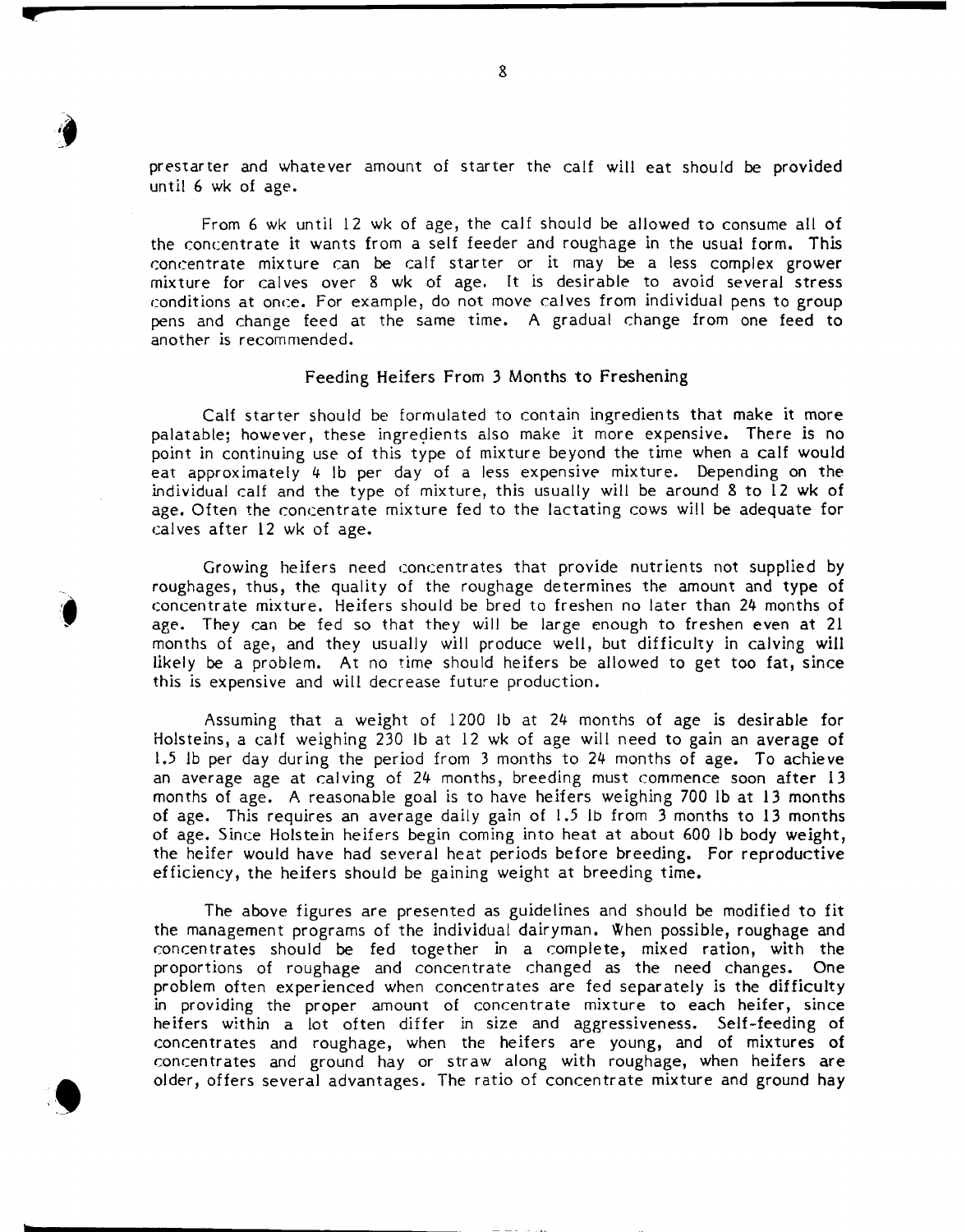prestarter and whatever amount of starter the calf will eat should be provided until 6 wk of age.

From 6 wk until 12 wk of age, the calf should be allowed to consume all of the concentrate it wants from a self feeder and roughage in the usual form. This concentrate mixture can be calf starter or it may be a less complex grower mixture for calves over 8 wk of age. It is desirable to avoid several stress conditions at once. For example, do not move calves from individual pens to group pens and change feed at the same time. A gradual change from one feed to another is recommended.

## Feeding Heifers From 3 Months to Freshening

Calf starter should be formulated to contain ingredients that make it more palatable; however, these ingredients also make it more expensive. There is no point in continuing use of this type of mixture beyond the time when a calf would eat approximately 4 lb per day of a less expensive mixture. Depending on the individual calf and the type of mixture, this usually will be around 8 to 12 wk of age. Often the concentrate mixture fed to the lactating cows will be adequate for calves after 12 wk of age.

Growing heifers need concentrates that provide nutrients not supplied by roughages, thus, the quality of the roughage determines the amount and type of concentrate mixture. Heifers should be bred to freshen no later than 24 months of age. They can be fed so that they will be large enough to freshen even at 21 months of age, and they usually will produce well, but difficulty in calving will likely be a problem. At no time should heifers be allowed to get too fat, since this is expensive and will decrease future production.

Assuming that a weight of 1200 lb at 24 months of age is desirable for Holsteins, a calf weighing 230 lb at 12 wk of age will need to gain an average of 1.5 lb per day during the period from 3 months to 24 months of age. To achieve an average age at calving of 24 months, breeding must commence soon after 13 months of age. A reasonable goal is to have heifers weighing 700 lb at 13 months of age. This requires an average daily gain of 1.5 lb from 3 months to 13 months of age. Since Holstein heifers begin coming into heat at about 600 lb body weight, the heifer would have had several heat periods before breeding. For reproductive efficiency, the heifers should be gaining weight at breeding time.

The above figures are presented as guidelines and should be modified to fit the management programs of the individual dairyman. When possible, roughage and concentrates should be fed together in a complete, mixed ration, with the proportions of roughage and concentrate changed as the need changes. One problem often experienced when concentrates are fed separately is the difficulty in providing the proper amount of concentrate mixture to each heifer, since heifers within a lot often differ in size and aggressiveness. Self-feeding of concentrates and roughage, when the heifers are young, and of mixtures of concentrates and ground hay or straw along with roughage, when heifers are older, offers several advantages. The ratio of concentrate mixture and ground hay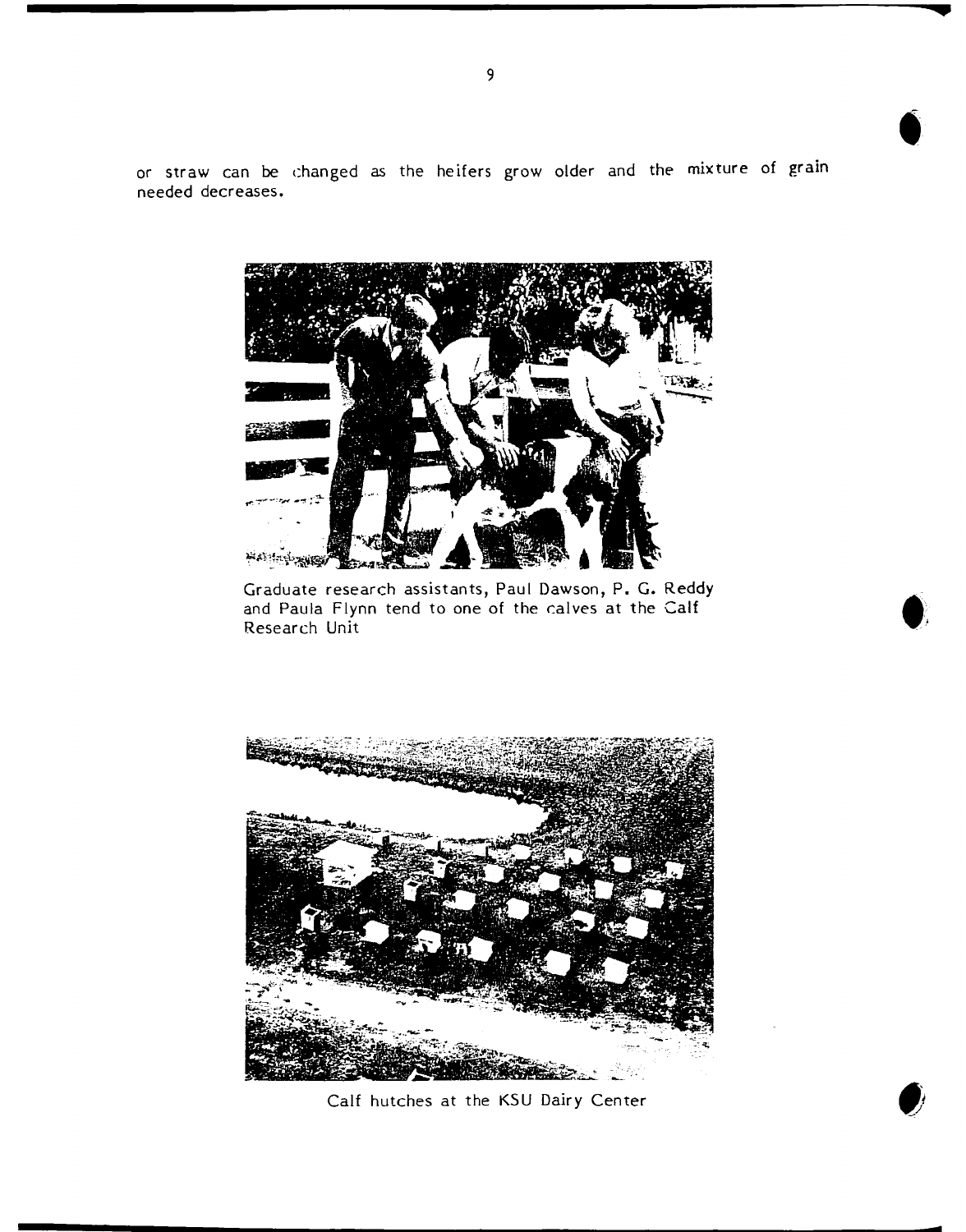or straw can be changed as the heifers grow older and the mixture of grain needed decreases.

Graduate research assistants, Paul Dawson, P. G. Reddy and Paula Flynn tend to one of the calves at the Calf Research Unit

Calf hutches at the KSU Dairy Center